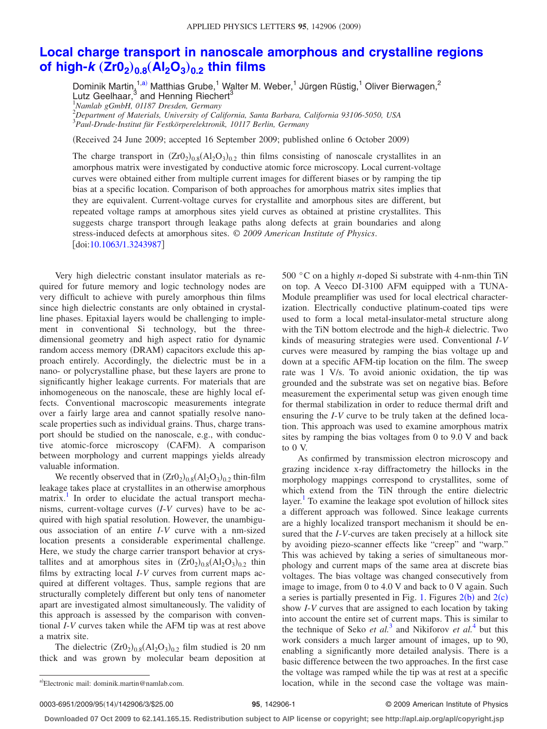# Local charge transport in nanoscale amorphous and crystalline regions of high-*k* $(Zr0_2)_{0.8}(Al_2O_3)_{0.2}$ thin films

Dominik Martin,[1,a)] Matthias Grube,[1] Walter M. Weber,[1] Jürgen Rüstig,[1] Oliver Bierwagen,[2] Lutz Geelhaar,[3] and Henning Riechert[3]

[1]*Namlab gGmbH, 01187 Dresden, Germany*
[2]*Department of Materials, University of California, Santa Barbara, California 93106-5050, USA*
[3]*Paul-Drude-Institut für Festkörperelektronik, 10117 Berlin, Germany*

(Received 24 June 2009; accepted 16 September 2009; published online 6 October 2009)

The charge transport in $(Zr0_2)_{0.8}(Al_2O_3)_{0.2}$ thin films consisting of nanoscale crystallites in an amorphous matrix were investigated by conductive atomic force microscopy. Local current-voltage curves were obtained either from multiple current images for different biases or by ramping the tip bias at a specific location. Comparison of both approaches for amorphous matrix sites implies that they are equivalent. Current-voltage curves for crystallite and amorphous sites are different, but repeated voltage ramps at amorphous sites yield curves as obtained at pristine crystallites. This suggests charge transport through leakage paths along defects at grain boundaries and along stress-induced defects at amorphous sites. *© 2009 American Institute of Physics*. [doi:10.1063/1.3243987]

Very high dielectric constant insulator materials as required for future memory and logic technology nodes are very difficult to achieve with purely amorphous thin films since high dielectric constants are only obtained in crystalline phases. Epitaxial layers would be challenging to implement in conventional Si technology, but the three-dimensional geometry and high aspect ratio for dynamic random access memory (DRAM) capacitors exclude this approach entirely. Accordingly, the dielectric must be in a nano- or polycrystalline phase, but these layers are prone to significantly higher leakage currents. For materials that are inhomogeneous on the nanoscale, these are highly local effects. Conventional macroscopic measurements integrate over a fairly large area and cannot spatially resolve nanoscale properties such as individual grains. Thus, charge transport should be studied on the nanoscale, e.g., with conductive atomic-force microscopy (CAFM). A comparison between morphology and current mappings yields already valuable information.

We recently observed that in $(Zr0_2)_{0.8}(Al_2O_3)_{0.2}$ thin-film leakage takes place at crystallites in an otherwise amorphous matrix.[1] In order to elucidate the actual transport mechanisms, current-voltage curves (*I-V* curves) have to be acquired with high spatial resolution. However, the unambiguous association of an entire *I-V* curve with a nm-sized location presents a considerable experimental challenge. Here, we study the charge carrier transport behavior at crystallites and at amorphous sites in $(Zr0_2)_{0.8}(Al_2O_3)_{0.2}$ thin films by extracting local *I-V* curves from current maps acquired at different voltages. Thus, sample regions that are structurally completely different but only tens of nanometer apart are investigated almost simultaneously. The validity of this approach is assessed by the comparison with conventional *I-V* curves taken while the AFM tip was at rest above a matrix site.

The dielectric $(Zr0_2)_{0.8}(Al_2O_3)_{0.2}$ film studied is 20 nm thick and was grown by molecular beam deposition at 500 °C on a highly *n*-doped Si substrate with 4-nm-thin TiN on top. A Veeco DI-3100 AFM equipped with a TUNA-Module preamplifier was used for local electrical characterization. Electrically conductive platinum-coated tips were used to form a local metal-insulator-metal structure along with the TiN bottom electrode and the high-*k* dielectric. Two kinds of measuring strategies were used. Conventional *I-V* curves were measured by ramping the bias voltage up and down at a specific AFM-tip location on the film. The sweep rate was 1 V/s. To avoid anionic oxidation, the tip was grounded and the substrate was set on negative bias. Before measurement the experimental setup was given enough time for thermal stabilization in order to reduce thermal drift and ensuring the *I-V* curve to be truly taken at the defined location. This approach was used to examine amorphous matrix sites by ramping the bias voltages from 0 to 9.0 V and back to 0 V.

As confirmed by transmission electron microscopy and grazing incidence x-ray diffractometry the hillocks in the morphology mappings correspond to crystallites, some of which extend from the TiN through the entire dielectric layer.[1] To examine the leakage spot evolution of hillock sites a different approach was followed. Since leakage currents are a highly localized transport mechanism it should be ensured that the *I-V*-curves are taken precisely at a hillock site by avoiding piezo-scanner effects like "creep" and "warp." This was achieved by taking a series of simultaneous morphology and current maps of the same area at discrete bias voltages. The bias voltage was changed consecutively from image to image, from 0 to 4.0 V and back to 0 V again. Such a series is partially presented in Fig. 1. Figures 2(b) and 2(c) show *I-V* curves that are assigned to each location by taking into account the entire set of current maps. This is similar to the technique of Seko *et al.*[3] and Nikiforov *et al.*[4] but this work considers a much larger amount of images, up to 90, enabling a significantly more detailed analysis. There is a basic difference between the two approaches. In the first case the voltage was ramped while the tip was at rest at a specific location, while in the second case the voltage was main-

[a)]Electronic mail: dominik.martin@namlab.com.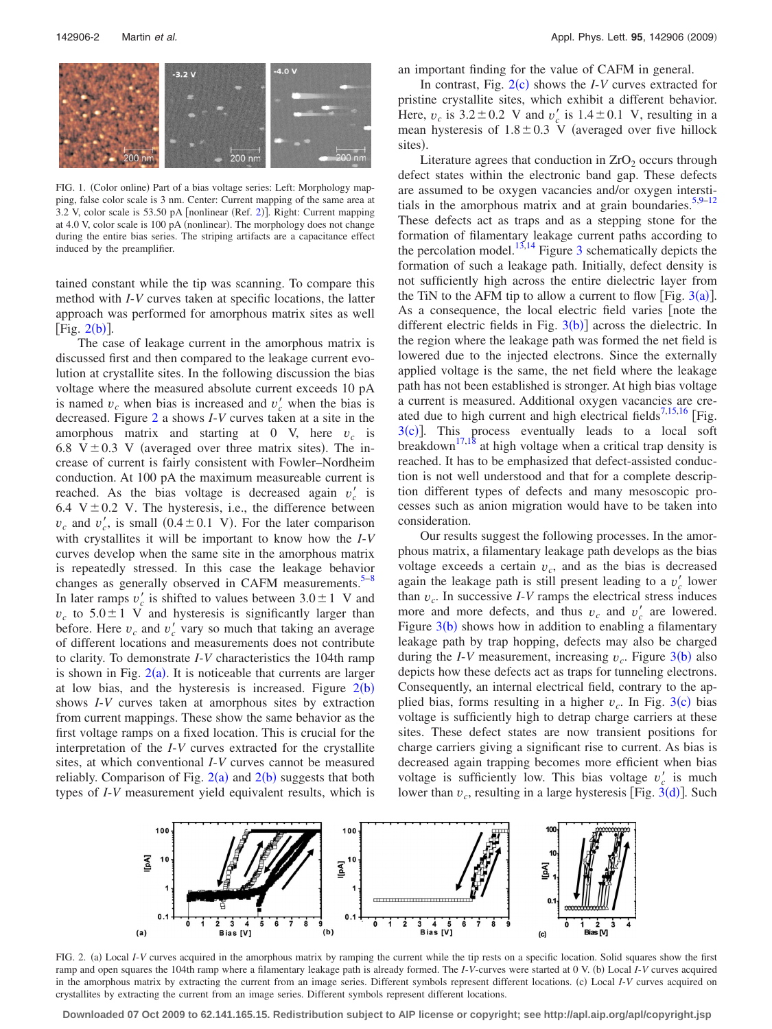FIG. 1. (Color online) Part of a bias voltage series: Left: Morphology mapping, false color scale is 3 nm. Center: Current mapping of the same area at 3.2 V, color scale is 53.50 pA [nonlinear (Ref. 2)]. Right: Current mapping at 4.0 V, color scale is 100 pA (nonlinear). The morphology does not change during the entire bias series. The striping artifacts are a capacitance effect induced by the preamplifier.

tained constant while the tip was scanning. To compare this method with *I*-*V* curves taken at specific locations, the latter approach was performed for amorphous matrix sites as well [Fig. 2(b)].

The case of leakage current in the amorphous matrix is discussed first and then compared to the leakage current evolution at crystallite sites. In the following discussion the bias voltage where the measured absolute current exceeds 10 pA is named $v_c$ when bias is increased and $v_c'$ when the bias is decreased. Figure 2 a shows *I*-*V* curves taken at a site in the amorphous matrix and starting at 0 V, here $v_c$ is 6.8 V$\pm$0.3 V (averaged over three matrix sites). The increase of current is fairly consistent with Fowler–Nordheim conduction. At 100 pA the maximum measureable current is reached. As the bias voltage is decreased again $v_c'$ is 6.4 V$\pm$0.2 V. The hysteresis, i.e., the difference between $v_c$ and $v_c'$, is small (0.4$\pm$0.1 V). For the later comparison with crystallites it will be important to know how the *I*-*V* curves develop when the same site in the amorphous matrix is repeatedly stressed. In this case the leakage behavior changes as generally observed in CAFM measurements.[5–8] In later ramps $v_c'$ is shifted to values between 3.0$\pm$1 V and $v_c$ to 5.0$\pm$1 V and hysteresis is significantly larger than before. Here $v_c$ and $v_c'$ vary so much that taking an average of different locations and measurements does not contribute to clarity. To demonstrate *I*-*V* characteristics the 104th ramp is shown in Fig. 2(a). It is noticeable that currents are larger at low bias, and the hysteresis is increased. Figure 2(b) shows *I*-*V* curves taken at amorphous sites by extraction from current mappings. These show the same behavior as the first voltage ramps on a fixed location. This is crucial for the interpretation of the *I*-*V* curves extracted for the crystallite sites, at which conventional *I*-*V* curves cannot be measured reliably. Comparison of Fig. 2(a) and 2(b) suggests that both types of *I*-*V* measurement yield equivalent results, which is an important finding for the value of CAFM in general.

In contrast, Fig. 2(c) shows the *I*-*V* curves extracted for pristine crystallite sites, which exhibit a different behavior. Here, $v_c$ is 3.2$\pm$0.2 V and $v_c'$ is 1.4$\pm$0.1 V, resulting in a mean hysteresis of 1.8$\pm$0.3 V (averaged over five hillock sites).

Literature agrees that conduction in $ZrO_2$ occurs through defect states within the electronic band gap. These defects are assumed to be oxygen vacancies and/or oxygen interstitials in the amorphous matrix and at grain boundaries.[5,9–12] These defects act as traps and as a stepping stone for the formation of filamentary leakage current paths according to the percolation model.[13,14] Figure 3 schematically depicts the formation of such a leakage path. Initially, defect density is not sufficiently high across the entire dielectric layer from the TiN to the AFM tip to allow a current to flow [Fig. 3(a)]. As a consequence, the local electric field varies [note the different electric fields in Fig. 3(b)] across the dielectric. In the region where the leakage path was formed the net field is lowered due to the injected electrons. Since the externally applied voltage is the same, the net field where the leakage path has not been established is stronger. At high bias voltage a current is measured. Additional oxygen vacancies are created due to high current and high electrical fields[7,15,16] [Fig. 3(c)]. This process eventually leads to a local soft breakdown[17,18] at high voltage when a critical trap density is reached. It has to be emphasized that defect-assisted conduction is not well understood and that for a complete description different types of defects and many mesoscopic processes such as anion migration would have to be taken into consideration.

Our results suggest the following processes. In the amorphous matrix, a filamentary leakage path develops as the bias voltage exceeds a certain $v_c$, and as the bias is decreased again the leakage path is still present leading to a $v_c'$ lower than $v_c$. In successive *I*-*V* ramps the electrical stress induces more and more defects, and thus $v_c$ and $v_c'$ are lowered. Figure 3(b) shows how in addition to enabling a filamentary leakage path by trap hopping, defects may also be charged during the *I*-*V* measurement, increasing $v_c$. Figure 3(b) also depicts how these defects act as traps for tunneling electrons. Consequently, an internal electrical field, contrary to the applied bias, forms resulting in a higher $v_c$. In Fig. 3(c) bias voltage is sufficiently high to detrap charge carriers at these sites. These defect states are now transient positions for charge carriers giving a significant rise to current. As bias is decreased again trapping becomes more efficient when bias voltage is sufficiently low. This bias voltage $v_c'$ is much lower than $v_c$, resulting in a large hysteresis [Fig. 3(d)]. Such

FIG. 2. (a) Local *I*-*V* curves acquired in the amorphous matrix by ramping the current while the tip rests on a specific location. Solid squares show the first ramp and open squares the 104th ramp where a filamentary leakage path is already formed. The *I*-*V*-curves were started at 0 V. (b) Local *I*-*V* curves acquired in the amorphous matrix by extracting the current from an image series. Different symbols represent different locations. (c) Local *I*-*V* curves acquired on crystallites by extracting the current from an image series. Different symbols represent different locations.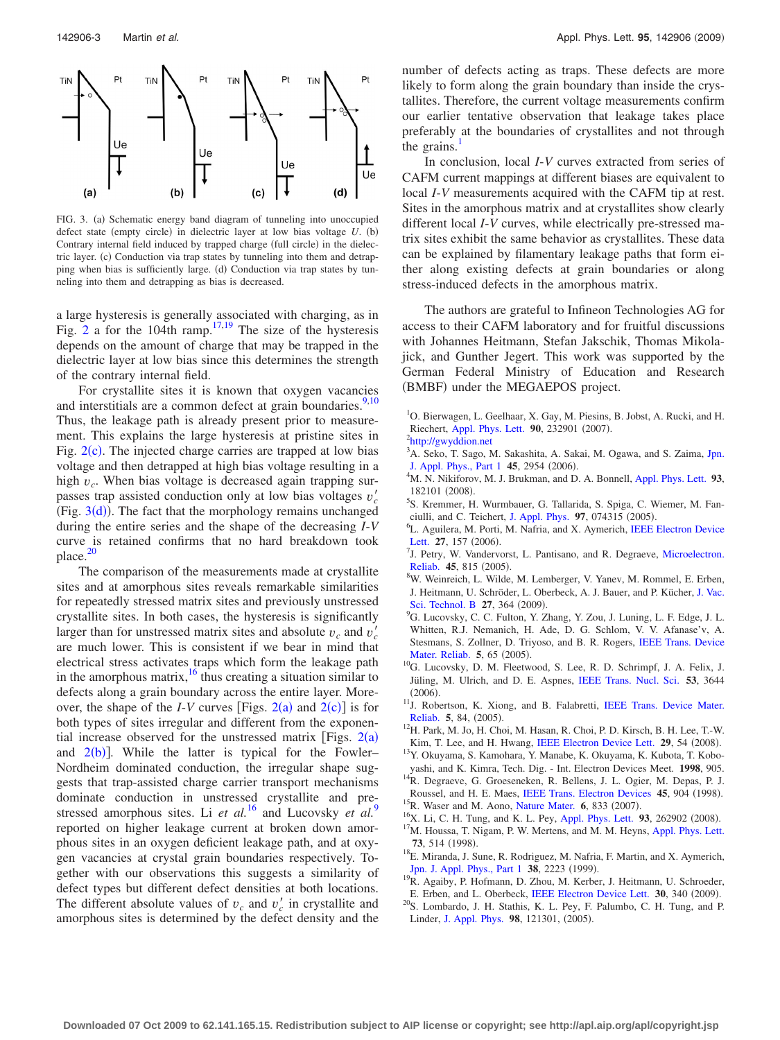TiN Pt TiN Pt TiN Pt TiN Pt

Ue Ue Ue Ue

(a) (b) (c) (d)

FIG. 3. (a) Schematic energy band diagram of tunneling into unoccupied defect state (empty circle) in dielectric layer at low bias voltage $U$. (b) Contrary internal field induced by trapped charge (full circle) in the dielectric layer. (c) Conduction via trap states by tunneling into them and detrapping when bias is sufficiently large. (d) Conduction via trap states by tunneling into them and detrapping as bias is decreased.

a large hysteresis is generally associated with charging, as in Fig. 2 a for the 104th ramp.[17,19] The size of the hysteresis depends on the amount of charge that may be trapped in the dielectric layer at low bias since this determines the strength of the contrary internal field.

For crystallite sites it is known that oxygen vacancies and interstitials are a common defect at grain boundaries.[9,10] Thus, the leakage path is already present prior to measurement. This explains the large hysteresis at pristine sites in Fig. 2(c). The injected charge carriers are trapped at low bias voltage and then detrapped at high bias voltage resulting in a high $v_c$. When bias voltage is decreased again trapping surpasses trap assisted conduction only at low bias voltages $v_c'$ (Fig. 3(d)). The fact that the morphology remains unchanged during the entire series and the shape of the decreasing *I-V* curve is retained confirms that no hard breakdown took place.[20]

The comparison of the measurements made at crystallite sites and at amorphous sites reveals remarkable similarities for repeatedly stressed matrix sites and previously unstressed crystallite sites. In both cases, the hysteresis is significantly larger than for unstressed matrix sites and absolute $v_c$ and $v_c'$ are much lower. This is consistent if we bear in mind that electrical stress activates traps which form the leakage path in the amorphous matrix,[16] thus creating a situation similar to defects along a grain boundary across the entire layer. Moreover, the shape of the *I-V* curves [Figs. 2(a) and 2(c)] is for both types of sites irregular and different from the exponential increase observed for the unstressed matrix [Figs. 2(a) and 2(b)]. While the latter is typical for the Fowler–Nordheim dominated conduction, the irregular shape suggests that trap-assisted charge carrier transport mechanisms dominate conduction in unstressed crystallite and pre-stressed amorphous sites. Li *et al.*[16] and Lucovsky *et al.*[9] reported on higher leakage current at broken down amorphous sites in an oxygen deficient leakage path, and at oxygen vacancies at crystal grain boundaries respectively. Together with our observations this suggests a similarity of defect types but different defect densities at both locations. The different absolute values of $v_c$ and $v_c'$ in crystallite and amorphous sites is determined by the defect density and the number of defects acting as traps. These defects are more likely to form along the grain boundary than inside the crystallites. Therefore, the current voltage measurements confirm our earlier tentative observation that leakage takes place preferably at the boundaries of crystallites and not through the grains.[1]

In conclusion, local *I-V* curves extracted from series of CAFM current mappings at different biases are equivalent to local *I-V* measurements acquired with the CAFM tip at rest. Sites in the amorphous matrix and at crystallites show clearly different local *I-V* curves, while electrically pre-stressed matrix sites exhibit the same behavior as crystallites. These data can be explained by filamentary leakage paths that form either along existing defects at grain boundaries or along stress-induced defects in the amorphous matrix.

The authors are grateful to Infineon Technologies AG for access to their CAFM laboratory and for fruitful discussions with Johannes Heitmann, Stefan Jakschik, Thomas Mikolajick, and Gunther Jegert. This work was supported by the German Federal Ministry of Education and Research (BMBF) under the MEGAEPOS project.

[1] O. Bierwagen, L. Geelhaar, X. Gay, M. Piesins, B. Jobst, A. Rucki, and H. Riechert, Appl. Phys. Lett. **90**, 232901 (2007).
[2] http://gwyddion.net
[3] A. Seko, T. Sago, M. Sakashita, A. Sakai, M. Ogawa, and S. Zaima, Jpn. J. Appl. Phys., Part 1 **45**, 2954 (2006).
[4] M. N. Nikiforov, M. J. Brukman, and D. A. Bonnell, Appl. Phys. Lett. **93**, 182101 (2008).
[5] S. Kremmer, H. Wurmbauer, G. Tallarida, S. Spiga, C. Wiemer, M. Fanciulli, and C. Teichert, J. Appl. Phys. **97**, 074315 (2005).
[6] L. Aguilera, M. Porti, M. Nafria, and X. Aymerich, IEEE Electron Device Lett. **27**, 157 (2006).
[7] J. Petry, W. Vandervorst, L. Pantisano, and R. Degraeve, Microelectron. Reliab. **45**, 815 (2005).
[8] W. Weinreich, L. Wilde, M. Lemberger, V. Yanev, M. Rommel, E. Erben, J. Heitmann, U. Schröder, L. Oberbeck, A. J. Bauer, and P. Kücher, J. Vac. Sci. Technol. B **27**, 364 (2009).
[9] G. Lucovsky, C. C. Fulton, Y. Zhang, Y. Zou, J. Luning, L. F. Edge, J. L. Whitten, R.J. Nemanich, H. Ade, D. G. Schlom, V. V. Afanase'v, A. Stesmans, S. Zollner, D. Triyoso, and B. R. Rogers, IEEE Trans. Device Mater. Reliab. **5**, 65 (2005).
[10] G. Lucovsky, D. M. Fleetwood, S. Lee, R. D. Schrimpf, J. A. Felix, J. Jüling, M. Ulrich, and D. E. Aspnes, IEEE Trans. Nucl. Sci. **53**, 3644 (2006).
[11] J. Robertson, K. Xiong, and B. Falabretti, IEEE Trans. Device Mater. Reliab. **5**, 84, (2005).
[12] H. Park, M. Jo, H. Choi, M. Hasan, R. Choi, P. D. Kirsch, B. H. Lee, T.-W. Kim, T. Lee, and H. Hwang, IEEE Electron Device Lett. **29**, 54 (2008).
[13] Y. Okuyama, S. Kamohara, Y. Manabe, K. Okuyama, K. Kubota, T. Kobo-yashi, and K. Kimra, Tech. Dig. - Int. Electron Devices Meet. **1998**, 905.
[14] R. Degraeve, G. Groeseneken, R. Bellens, J. L. Ogier, M. Depas, P. J. Roussel, and H. E. Maes, IEEE Trans. Electron Devices **45**, 904 (1998).
[15] R. Waser and M. Aono, Nature Mater. **6**, 833 (2007).
[16] X. Li, C. H. Tung, and K. L. Pey, Appl. Phys. Lett. **93**, 262902 (2008).
[17] M. Houssa, T. Nigam, P. W. Mertens, and M. M. Heyns, Appl. Phys. Lett. **73**, 514 (1998).
[18] E. Miranda, J. Sune, R. Rodriguez, M. Nafria, F. Martin, and X. Aymerich, Jpn. J. Appl. Phys., Part 1 **38**, 2223 (1999).
[19] R. Agaiby, P. Hofmann, D. Zhou, M. Kerber, J. Heitmann, U. Schroeder, E. Erben, and L. Oberbeck, IEEE Electron Device Lett. **30**, 340 (2009).
[20] S. Lombardo, J. H. Stathis, K. L. Pey, F. Palumbo, C. H. Tung, and P. Linder, J. Appl. Phys. **98**, 121301, (2005).